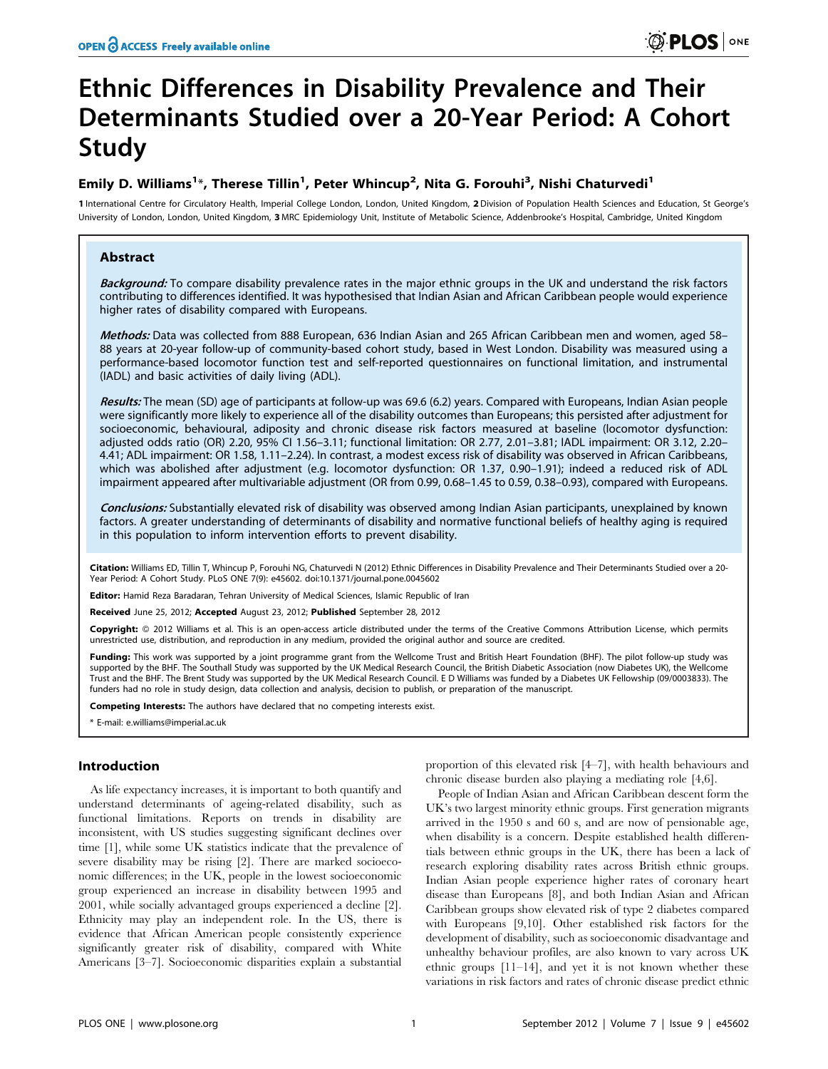# Ethnic Differences in Disability Prevalence and Their Determinants Studied over a 20-Year Period: A Cohort Study

**Emily D. Williams[1]*, Therese Tillin[1], Peter Whincup[2], Nita G. Forouhi[3], Nishi Chaturvedi[1]**

1 International Centre for Circulatory Health, Imperial College London, London, United Kingdom, 2 Division of Population Health Sciences and Education, St George's University of London, London, United Kingdom, 3 MRC Epidemiology Unit, Institute of Metabolic Science, Addenbrooke's Hospital, Cambridge, United Kingdom

## Abstract

***Background:*** To compare disability prevalence rates in the major ethnic groups in the UK and understand the risk factors contributing to differences identified. It was hypothesised that Indian Asian and African Caribbean people would experience higher rates of disability compared with Europeans.

***Methods:*** Data was collected from 888 European, 636 Indian Asian and 265 African Caribbean men and women, aged 58–88 years at 20-year follow-up of community-based cohort study, based in West London. Disability was measured using a performance-based locomotor function test and self-reported questionnaires on functional limitation, and instrumental (IADL) and basic activities of daily living (ADL).

***Results:*** The mean (SD) age of participants at follow-up was 69.6 (6.2) years. Compared with Europeans, Indian Asian people were significantly more likely to experience all of the disability outcomes than Europeans; this persisted after adjustment for socioeconomic, behavioural, adiposity and chronic disease risk factors measured at baseline (locomotor dysfunction: adjusted odds ratio (OR) 2.20, 95% CI 1.56–3.11; functional limitation: OR 2.77, 2.01–3.81; IADL impairment: OR 3.12, 2.20–4.41; ADL impairment: OR 1.58, 1.11–2.24). In contrast, a modest excess risk of disability was observed in African Caribbeans, which was abolished after adjustment (e.g. locomotor dysfunction: OR 1.37, 0.90–1.91); indeed a reduced risk of ADL impairment appeared after multivariable adjustment (OR from 0.99, 0.68–1.45 to 0.59, 0.38–0.93), compared with Europeans.

***Conclusions:*** Substantially elevated risk of disability was observed among Indian Asian participants, unexplained by known factors. A greater understanding of determinants of disability and normative functional beliefs of healthy aging is required in this population to inform intervention efforts to prevent disability.

**Citation:** Williams ED, Tillin T, Whincup P, Forouhi NG, Chaturvedi N (2012) Ethnic Differences in Disability Prevalence and Their Determinants Studied over a 20-Year Period: A Cohort Study. PLoS ONE 7(9): e45602. doi:10.1371/journal.pone.0045602

**Editor:** Hamid Reza Baradaran, Tehran University of Medical Sciences, Islamic Republic of Iran

**Received** June 25, 2012; **Accepted** August 23, 2012; **Published** September 28, 2012

**Copyright:** © 2012 Williams et al. This is an open-access article distributed under the terms of the Creative Commons Attribution License, which permits unrestricted use, distribution, and reproduction in any medium, provided the original author and source are credited.

**Funding:** This work was supported by a joint programme grant from the Wellcome Trust and British Heart Foundation (BHF). The pilot follow-up study was supported by the BHF. The Southall Study was supported by the UK Medical Research Council, the British Diabetic Association (now Diabetes UK), the Wellcome Trust and the BHF. The Brent Study was supported by the UK Medical Research Council. E D Williams was funded by a Diabetes UK Fellowship (09/0003833). The funders had no role in study design, data collection and analysis, decision to publish, or preparation of the manuscript.

**Competing Interests:** The authors have declared that no competing interests exist.

* E-mail: e.williams@imperial.ac.uk

## Introduction

As life expectancy increases, it is important to both quantify and understand determinants of ageing-related disability, such as functional limitations. Reports on trends in disability are inconsistent, with US studies suggesting significant declines over time [1], while some UK statistics indicate that the prevalence of severe disability may be rising [2]. There are marked socioeconomic differences; in the UK, people in the lowest socioeconomic group experienced an increase in disability between 1995 and 2001, while socially advantaged groups experienced a decline [2]. Ethnicity may play an independent role. In the US, there is evidence that African American people consistently experience significantly greater risk of disability, compared with White Americans [3–7]. Socioeconomic disparities explain a substantial proportion of this elevated risk [4–7], with health behaviours and chronic disease burden also playing a mediating role [4,6].

People of Indian Asian and African Caribbean descent form the UK's two largest minority ethnic groups. First generation migrants arrived in the 1950 s and 60 s, and are now of pensionable age, when disability is a concern. Despite established health differentials between ethnic groups in the UK, there has been a lack of research exploring disability rates across British ethnic groups. Indian Asian people experience higher rates of coronary heart disease than Europeans [8], and both Indian Asian and African Caribbean groups show elevated risk of type 2 diabetes compared with Europeans [9,10]. Other established risk factors for the development of disability, such as socioeconomic disadvantage and unhealthy behaviour profiles, are also known to vary across UK ethnic groups [11–14], and yet it is not known whether these variations in risk factors and rates of chronic disease predict ethnic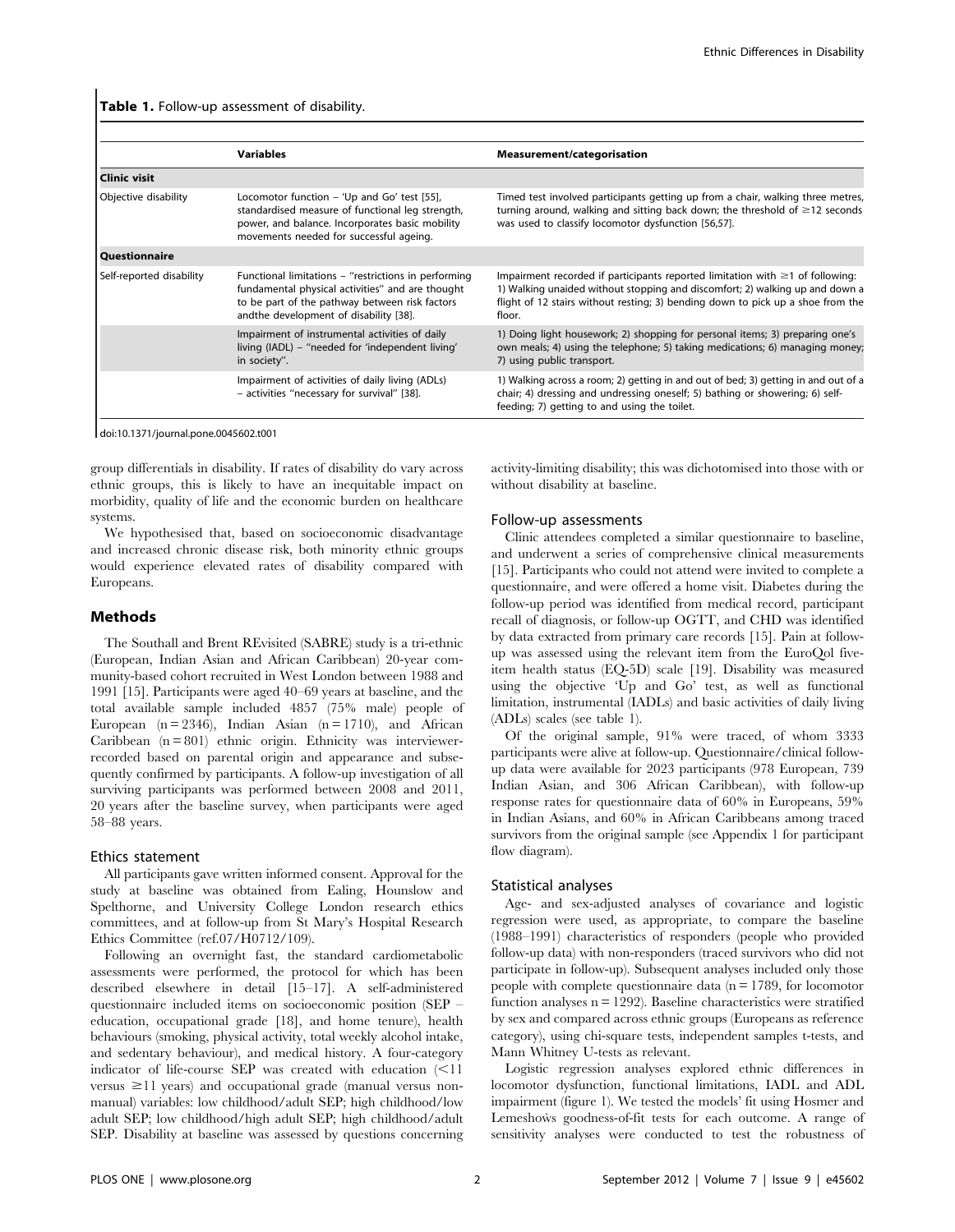**Table 1.** Follow-up assessment of disability.

| | Variables | Measurement/categorisation |
|---|---|---|
| **Clinic visit** | | |
| Objective disability | Locomotor function – 'Up and Go' test [55], standardised measure of functional leg strength, power, and balance. Incorporates basic mobility movements needed for successful ageing. | Timed test involved participants getting up from a chair, walking three metres, turning around, walking and sitting back down; the threshold of ≥12 seconds was used to classify locomotor dysfunction [56,57]. |
| **Questionnaire** | | |
| Self-reported disability | Functional limitations – "restrictions in performing fundamental physical activities" and are thought to be part of the pathway between risk factors andthe development of disability [38]. | Impairment recorded if participants reported limitation with ≥1 of following: 1) Walking unaided without stopping and discomfort; 2) walking up and down a flight of 12 stairs without resting; 3) bending down to pick up a shoe from the floor. |
| | Impairment of instrumental activities of daily living (IADL) – "needed for 'independent living' in society". | 1) Doing light housework; 2) shopping for personal items; 3) preparing one's own meals; 4) using the telephone; 5) taking medications; 6) managing money; 7) using public transport. |
| | Impairment of activities of daily living (ADLs) – activities "necessary for survival" [38]. | 1) Walking across a room; 2) getting in and out of bed; 3) getting in and out of a chair; 4) dressing and undressing oneself; 5) bathing or showering; 6) self-feeding; 7) getting to and using the toilet. |

doi:10.1371/journal.pone.0045602.t001

group differentials in disability. If rates of disability do vary across ethnic groups, this is likely to have an inequitable impact on morbidity, quality of life and the economic burden on healthcare systems.

We hypothesised that, based on socioeconomic disadvantage and increased chronic disease risk, both minority ethnic groups would experience elevated rates of disability compared with Europeans.

## Methods

The Southall and Brent REvisited (SABRE) study is a tri-ethnic (European, Indian Asian and African Caribbean) 20-year community-based cohort recruited in West London between 1988 and 1991 [15]. Participants were aged 40–69 years at baseline, and the total available sample included 4857 (75% male) people of European (n = 2346), Indian Asian (n = 1710), and African Caribbean (n = 801) ethnic origin. Ethnicity was interviewer-recorded based on parental origin and appearance and subsequently confirmed by participants. A follow-up investigation of all surviving participants was performed between 2008 and 2011, 20 years after the baseline survey, when participants were aged 58–88 years.

### Ethics statement

All participants gave written informed consent. Approval for the study at baseline was obtained from Ealing, Hounslow and Spelthorne, and University College London research ethics committees, and at follow-up from St Mary's Hospital Research Ethics Committee (ref.07/H0712/109).

Following an overnight fast, the standard cardiometabolic assessments were performed, the protocol for which has been described elsewhere in detail [15–17]. A self-administered questionnaire included items on socioeconomic position (SEP – education, occupational grade [18], and home tenure), health behaviours (smoking, physical activity, total weekly alcohol intake, and sedentary behaviour), and medical history. A four-category indicator of life-course SEP was created with education (<11 versus ≥11 years) and occupational grade (manual versus non-manual) variables: low childhood/adult SEP; high childhood/low adult SEP; low childhood/high adult SEP; high childhood/adult SEP. Disability at baseline was assessed by questions concerning activity-limiting disability; this was dichotomised into those with or without disability at baseline.

### Follow-up assessments

Clinic attendees completed a similar questionnaire to baseline, and underwent a series of comprehensive clinical measurements [15]. Participants who could not attend were invited to complete a questionnaire, and were offered a home visit. Diabetes during the follow-up period was identified from medical record, participant recall of diagnosis, or follow-up OGTT, and CHD was identified by data extracted from primary care records [15]. Pain at follow-up was assessed using the relevant item from the EuroQol five-item health status (EQ-5D) scale [19]. Disability was measured using the objective 'Up and Go' test, as well as functional limitation, instrumental (IADLs) and basic activities of daily living (ADLs) scales (see table 1).

Of the original sample, 91% were traced, of whom 3333 participants were alive at follow-up. Questionnaire/clinical follow-up data were available for 2023 participants (978 European, 739 Indian Asian, and 306 African Caribbean), with follow-up response rates for questionnaire data of 60% in Europeans, 59% in Indian Asians, and 60% in African Caribbeans among traced survivors from the original sample (see Appendix 1 for participant flow diagram).

### Statistical analyses

Age- and sex-adjusted analyses of covariance and logistic regression were used, as appropriate, to compare the baseline (1988–1991) characteristics of responders (people who provided follow-up data) with non-responders (traced survivors who did not participate in follow-up). Subsequent analyses included only those people with complete questionnaire data (n = 1789, for locomotor function analyses n = 1292). Baseline characteristics were stratified by sex and compared across ethnic groups (Europeans as reference category), using chi-square tests, independent samples t-tests, and Mann Whitney U-tests as relevant.

Logistic regression analyses explored ethnic differences in locomotor dysfunction, functional limitations, IADL and ADL impairment (figure 1). We tested the models' fit using Hosmer and Lemeshow's goodness-of-fit tests for each outcome. A range of sensitivity analyses were conducted to test the robustness of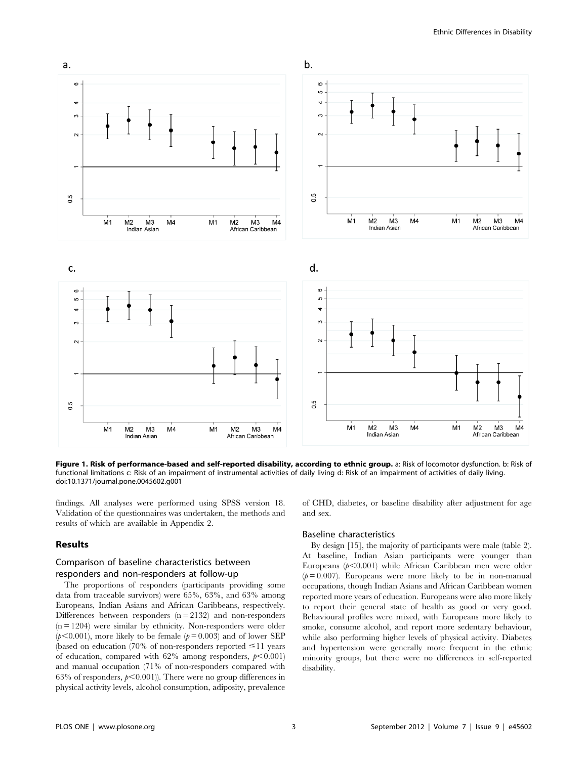**Figure 1. Risk of performance-based and self-reported disability, according to ethnic group.** a: Risk of locomotor dysfunction. b: Risk of functional limitations c: Risk of an impairment of instrumental activities of daily living d: Risk of an impairment of activities of daily living. doi:10.1371/journal.pone.0045602.g001

findings. All analyses were performed using SPSS version 18. Validation of the questionnaires was undertaken, the methods and results of which are available in Appendix 2.

## Results

### Comparison of baseline characteristics between responders and non-responders at follow-up

The proportions of responders (participants providing some data from traceable survivors) were 65%, 63%, and 63% among Europeans, Indian Asians and African Caribbeans, respectively. Differences between responders (n = 2132) and non-responders (n = 1204) were similar by ethnicity. Non-responders were older ($p<0.001$), more likely to be female ($p=0.003$) and of lower SEP (based on education (70% of non-responders reported ≤11 years of education, compared with 62% among responders, $p<0.001$) and manual occupation (71% of non-responders compared with 63% of responders, $p<0.001$)). There were no group differences in physical activity levels, alcohol consumption, adiposity, prevalence of CHD, diabetes, or baseline disability after adjustment for age and sex.

### Baseline characteristics

By design [15], the majority of participants were male (table 2). At baseline, Indian Asian participants were younger than Europeans ($p<0.001$) while African Caribbean men were older ($p=0.007$). Europeans were more likely to be in non-manual occupations, though Indian Asians and African Caribbean women reported more years of education. Europeans were also more likely to report their general state of health as good or very good. Behavioural profiles were mixed, with Europeans more likely to smoke, consume alcohol, and report more sedentary behaviour, while also performing higher levels of physical activity. Diabetes and hypertension were generally more frequent in the ethnic minority groups, but there were no differences in self-reported disability.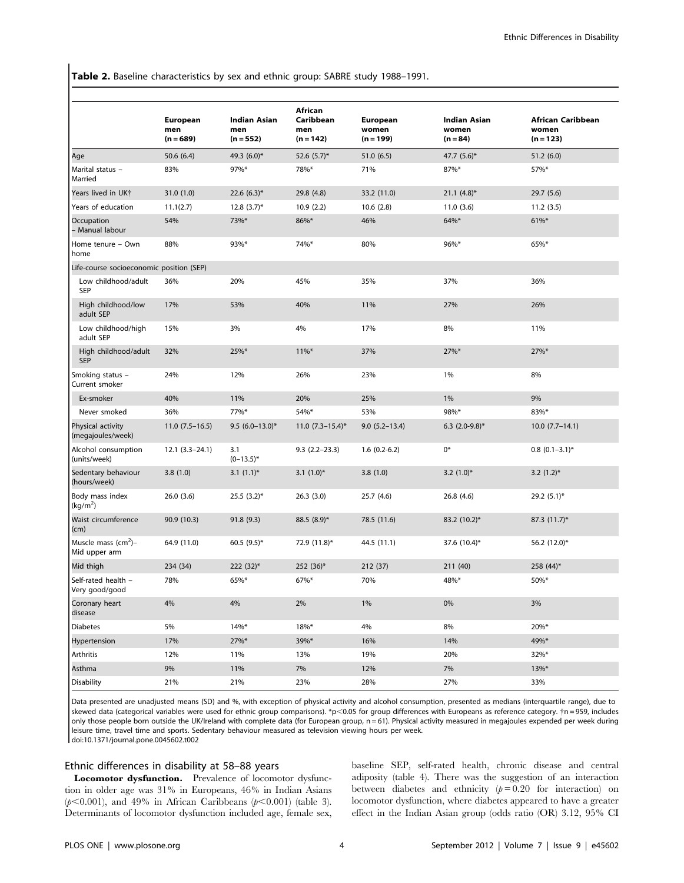**Table 2.** Baseline characteristics by sex and ethnic group: SABRE study 1988–1991.

| | European men (n = 689) | Indian Asian men (n = 552) | African Caribbean men (n = 142) | European women (n = 199) | Indian Asian women (n = 84) | African Caribbean women (n = 123) |
|---|---|---|---|---|---|---|
| Age | 50.6 (6.4) | 49.3 (6.0)* | 52.6 (5.7)* | 51.0 (6.5) | 47.7 (5.6)* | 51.2 (6.0) |
| Marital status – Married | 83% | 97%* | 78%* | 71% | 87%* | 57%* |
| Years lived in UK† | 31.0 (1.0) | 22.6 (6.3)* | 29.8 (4.8) | 33.2 (11.0) | 21.1 (4.8)* | 29.7 (5.6) |
| Years of education | 11.1(2.7) | 12.8 (3.7)* | 10.9 (2.2) | 10.6 (2.8) | 11.0 (3.6) | 11.2 (3.5) |
| Occupation – Manual labour | 54% | 73%* | 86%* | 46% | 64%* | 61%* |
| Home tenure – Own home | 88% | 93%* | 74%* | 80% | 96%* | 65%* |
| Life-course socioeconomic position (SEP) | | | | | | |
| Low childhood/adult SEP | 36% | 20% | 45% | 35% | 37% | 36% |
| High childhood/low adult SEP | 17% | 53% | 40% | 11% | 27% | 26% |
| Low childhood/high adult SEP | 15% | 3% | 4% | 17% | 8% | 11% |
| High childhood/adult SEP | 32% | 25%* | 11%* | 37% | 27%* | 27%* |
| Smoking status – Current smoker | 24% | 12% | 26% | 23% | 1% | 8% |
| Ex-smoker | 40% | 11% | 20% | 25% | 1% | 9% |
| Never smoked | 36% | 77%* | 54%* | 53% | 98%* | 83%* |
| Physical activity (megajoules/week) | 11.0 (7.5–16.5) | 9.5 (6.0–13.0)* | 11.0 (7.3–15.4)* | 9.0 (5.2–13.4) | 6.3 (2.0-9.8)* | 10.0 (7.7–14.1) |
| Alcohol consumption (units/week) | 12.1 (3.3–24.1) | 3.1 (0–13.5)* | 9.3 (2.2–23.3) | 1.6 (0.2-6.2) | 0* | 0.8 (0.1–3.1)* |
| Sedentary behaviour (hours/week) | 3.8 (1.0) | 3.1 (1.1)* | 3.1 (1.0)* | 3.8 (1.0) | 3.2 (1.0)* | 3.2 (1.2)* |
| Body mass index (kg/m$^2$) | 26.0 (3.6) | 25.5 (3.2)* | 26.3 (3.0) | 25.7 (4.6) | 26.8 (4.6) | 29.2 (5.1)* |
| Waist circumference (cm) | 90.9 (10.3) | 91.8 (9.3) | 88.5 (8.9)* | 78.5 (11.6) | 83.2 (10.2)* | 87.3 (11.7)* |
| Muscle mass (cm$^2$)– Mid upper arm | 64.9 (11.0) | 60.5 (9.5)* | 72.9 (11.8)* | 44.5 (11.1) | 37.6 (10.4)* | 56.2 (12.0)* |
| Mid thigh | 234 (34) | 222 (32)* | 252 (36)* | 212 (37) | 211 (40) | 258 (44)* |
| Self-rated health – Very good/good | 78% | 65%* | 67%* | 70% | 48%* | 50%* |
| Coronary heart disease | 4% | 4% | 2% | 1% | 0% | 3% |
| Diabetes | 5% | 14%* | 18%* | 4% | 8% | 20%* |
| Hypertension | 17% | 27%* | 39%* | 16% | 14% | 49%* |
| Arthritis | 12% | 11% | 13% | 19% | 20% | 32%* |
| Asthma | 9% | 11% | 7% | 12% | 7% | 13%* |
| Disability | 21% | 21% | 23% | 28% | 27% | 33% |

Data presented are unadjusted means (SD) and %, with exception of physical activity and alcohol consumption, presented as medians (interquartile range), due to skewed data (categorical variables were used for ethnic group comparisons). *p<0.05 for group differences with Europeans as reference category. †n = 959, includes only those people born outside the UK/Ireland with complete data (for European group, n = 61). Physical activity measured in megajoules expended per week during leisure time, travel time and sports. Sedentary behaviour measured as television viewing hours per week.
doi:10.1371/journal.pone.0045602.t002

## Ethnic differences in disability at 58–88 years

**Locomotor dysfunction.** Prevalence of locomotor dysfunction in older age was 31% in Europeans, 46% in Indian Asians ($p<0.001$), and 49% in African Caribbeans ($p<0.001$) (table 3). Determinants of locomotor dysfunction included age, female sex, baseline SEP, self-rated health, chronic disease and central adiposity (table 4). There was the suggestion of an interaction between diabetes and ethnicity ($p = 0.20$ for interaction) on locomotor dysfunction, where diabetes appeared to have a greater effect in the Indian Asian group (odds ratio (OR) 3.12, 95% CI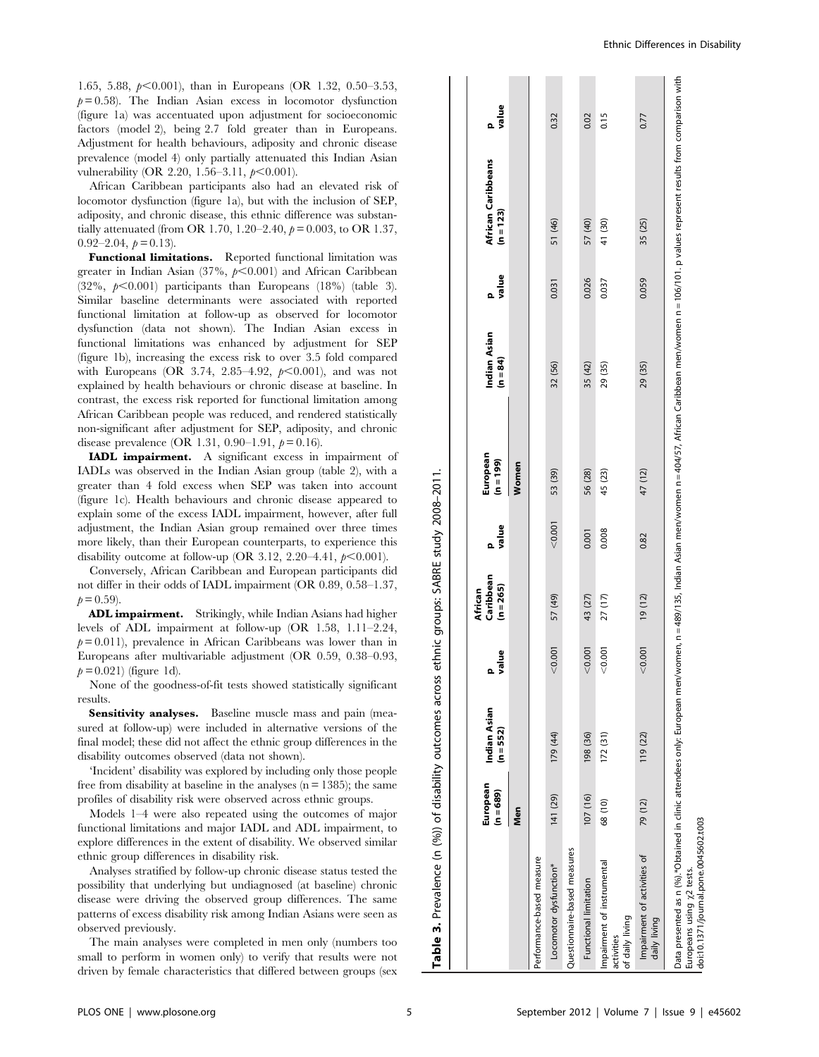1.65, 5.88, $p<0.001$), than in Europeans (OR 1.32, 0.50–3.53, $p=0.58$). The Indian Asian excess in locomotor dysfunction (figure 1a) was accentuated upon adjustment for socioeconomic factors (model 2), being 2.7 fold greater than in Europeans. Adjustment for health behaviours, adiposity and chronic disease prevalence (model 4) only partially attenuated this Indian Asian vulnerability (OR 2.20, 1.56–3.11, $p<0.001$).

African Caribbean participants also had an elevated risk of locomotor dysfunction (figure 1a), but with the inclusion of SEP, adiposity, and chronic disease, this ethnic difference was substantially attenuated (from OR 1.70, 1.20–2.40, $p=0.003$, to OR 1.37, 0.92–2.04, $p=0.13$).

**Functional limitations.** Reported functional limitation was greater in Indian Asian (37%, $p<0.001$) and African Caribbean (32%, $p<0.001$) participants than Europeans (18%) (table 3). Similar baseline determinants were associated with reported functional limitation at follow-up as observed for locomotor dysfunction (data not shown). The Indian Asian excess in functional limitations was enhanced by adjustment for SEP (figure 1b), increasing the excess risk to over 3.5 fold compared with Europeans (OR 3.74, 2.85–4.92, $p<0.001$), and was not explained by health behaviours or chronic disease at baseline. In contrast, the excess risk reported for functional limitation among African Caribbean people was reduced, and rendered statistically non-significant after adjustment for SEP, adiposity, and chronic disease prevalence (OR 1.31, 0.90–1.91, $p=0.16$).

**IADL impairment.** A significant excess in impairment of IADLs was observed in the Indian Asian group (table 2), with a greater than 4 fold excess when SEP was taken into account (figure 1c). Health behaviours and chronic disease appeared to explain some of the excess IADL impairment, however, after full adjustment, the Indian Asian group remained over three times more likely, than their European counterparts, to experience this disability outcome at follow-up (OR 3.12, 2.20–4.41, $p<0.001$).

Conversely, African Caribbean and European participants did not differ in their odds of IADL impairment (OR 0.89, 0.58–1.37, $p=0.59$).

**ADL impairment.** Strikingly, while Indian Asians had higher levels of ADL impairment at follow-up (OR 1.58, 1.11–2.24, $p=0.011$), prevalence in African Caribbeans was lower than in Europeans after multivariable adjustment (OR 0.59, 0.38–0.93, $p=0.021$) (figure 1d).

None of the goodness-of-fit tests showed statistically significant results.

**Sensitivity analyses.** Baseline muscle mass and pain (measured at follow-up) were included in alternative versions of the final model; these did not affect the ethnic group differences in the disability outcomes observed (data not shown).

'Incident' disability was explored by including only those people free from disability at baseline in the analyses (n = 1385); the same profiles of disability risk were observed across ethnic groups.

Models 1–4 were also repeated using the outcomes of major functional limitations and major IADL and ADL impairment, to explore differences in the extent of disability. We observed similar ethnic group differences in disability risk.

Analyses stratified by follow-up chronic disease status tested the possibility that underlying but undiagnosed (at baseline) chronic disease were driving the observed group differences. The same patterns of excess disability risk among Indian Asians were seen as observed previously.

The main analyses were completed in men only (numbers too small to perform in women only) to verify that results were not driven by female characteristics that differed between groups (sex

**Table 3.** Prevalence (n (%)) of disability outcomes across ethnic groups: SABRE study 2008–2011.

| | European (n = 689) | Indian Asian (n = 552) | p value | African Caribbean (n = 265) | p value | European (n = 199) | Indian Asian (n = 84) | p value | African Caribbeans (n = 123) | p value |
|---|---|---|---|---|---|---|---|---|---|---|
| | Men | | | | | Women | | | | |
| Performance-based measure | | | | | | | | | | |
| Locomotor dysfunction* | 141 (29) | 179 (44) | <0.001 | 57 (49) | <0.001 | 53 (39) | 32 (56) | 0.031 | 51 (46) | 0.32 |
| Questionnaire-based measures | | | | | | | | | | |
| Functional limitation | 107 (16) | 198 (36) | <0.001 | 43 (27) | 0.001 | 56 (28) | 35 (42) | 0.026 | 57 (40) | 0.02 |
| Impairment of instrumental activities of daily living | 68 (10) | 172 (31) | <0.001 | 27 (17) | 0.008 | 45 (23) | 29 (35) | 0.037 | 41 (30) | 0.15 |
| Impairment of activities of daily living | 79 (12) | 119 (22) | <0.001 | 19 (12) | 0.82 | 47 (12) | 29 (35) | 0.059 | 35 (25) | 0.77 |

Data presented as n (%).*Obtained in clinic attendees only: European men/women, n = 489/135, Indian Asian men/women n = 404/57, African Caribbean men/women n = 106/101. p values represent results from comparison with Europeans using $\chi 2$ tests.
doi:10.1371/journal.pone.0045602.t003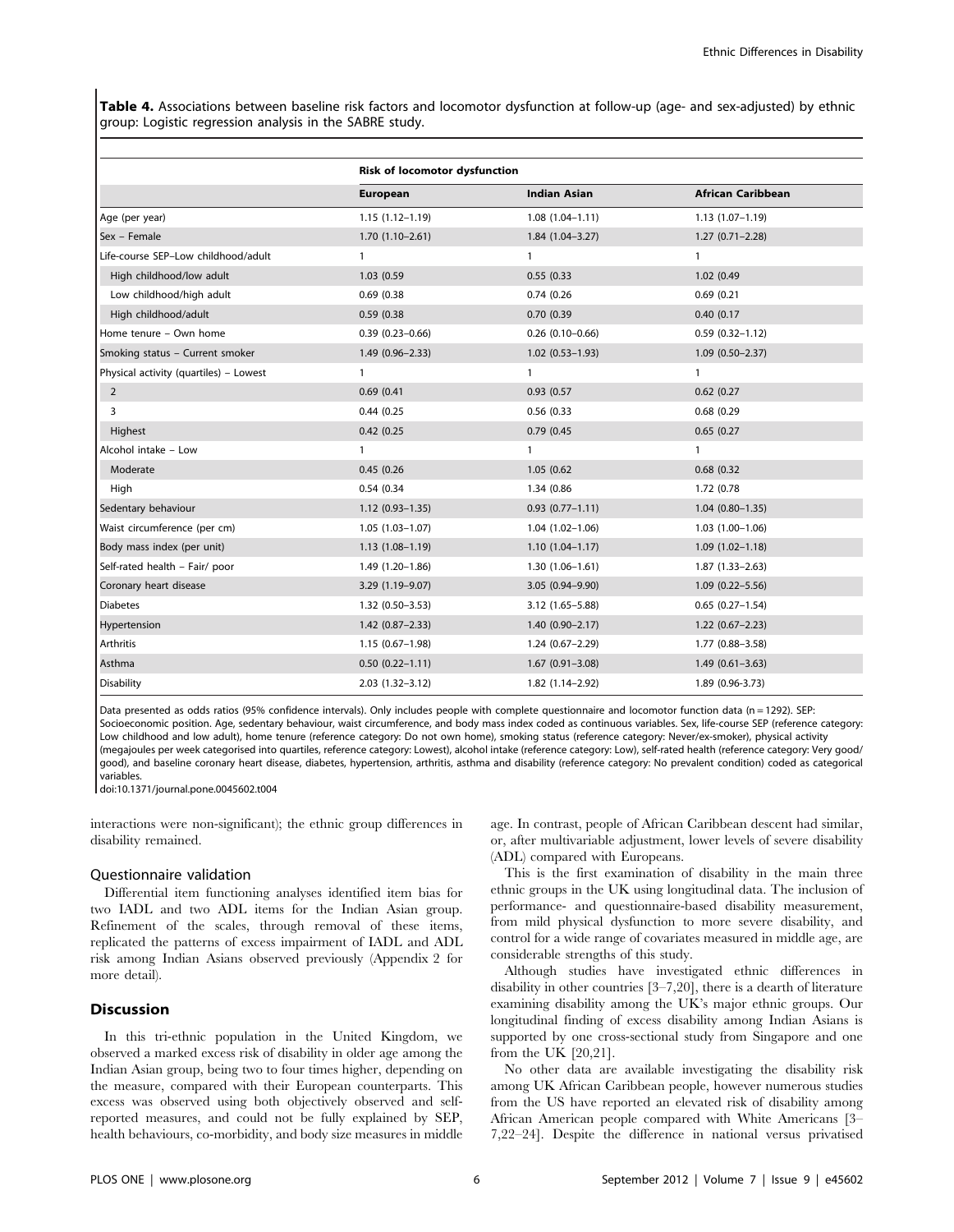**Table 4.** Associations between baseline risk factors and locomotor dysfunction at follow-up (age- and sex-adjusted) by ethnic group: Logistic regression analysis in the SABRE study.

| | Risk of locomotor dysfunction | | |
|---|---|---|---|
| | **European** | **Indian Asian** | **African Caribbean** |
| Age (per year) | 1.15 (1.12–1.19) | 1.08 (1.04–1.11) | 1.13 (1.07–1.19) |
| Sex – Female | 1.70 (1.10–2.61) | 1.84 (1.04–3.27) | 1.27 (0.71–2.28) |
| Life-course SEP–Low childhood/adult | 1 | 1 | 1 |
| High childhood/low adult | 1.03 (0.59 | 0.55 (0.33 | 1.02 (0.49 |
| Low childhood/high adult | 0.69 (0.38 | 0.74 (0.26 | 0.69 (0.21 |
| High childhood/adult | 0.59 (0.38 | 0.70 (0.39 | 0.40 (0.17 |
| Home tenure – Own home | 0.39 (0.23–0.66) | 0.26 (0.10–0.66) | 0.59 (0.32–1.12) |
| Smoking status – Current smoker | 1.49 (0.96–2.33) | 1.02 (0.53–1.93) | 1.09 (0.50–2.37) |
| Physical activity (quartiles) – Lowest | 1 | 1 | 1 |
| 2 | 0.69 (0.41 | 0.93 (0.57 | 0.62 (0.27 |
| 3 | 0.44 (0.25 | 0.56 (0.33 | 0.68 (0.29 |
| Highest | 0.42 (0.25 | 0.79 (0.45 | 0.65 (0.27 |
| Alcohol intake – Low | 1 | 1 | 1 |
| Moderate | 0.45 (0.26 | 1.05 (0.62 | 0.68 (0.32 |
| High | 0.54 (0.34 | 1.34 (0.86 | 1.72 (0.78 |
| Sedentary behaviour | 1.12 (0.93–1.35) | 0.93 (0.77–1.11) | 1.04 (0.80–1.35) |
| Waist circumference (per cm) | 1.05 (1.03–1.07) | 1.04 (1.02–1.06) | 1.03 (1.00–1.06) |
| Body mass index (per unit) | 1.13 (1.08–1.19) | 1.10 (1.04–1.17) | 1.09 (1.02–1.18) |
| Self-rated health – Fair/ poor | 1.49 (1.20–1.86) | 1.30 (1.06–1.61) | 1.87 (1.33–2.63) |
| Coronary heart disease | 3.29 (1.19–9.07) | 3.05 (0.94–9.90) | 1.09 (0.22–5.56) |
| Diabetes | 1.32 (0.50–3.53) | 3.12 (1.65–5.88) | 0.65 (0.27–1.54) |
| Hypertension | 1.42 (0.87–2.33) | 1.40 (0.90–2.17) | 1.22 (0.67–2.23) |
| Arthritis | 1.15 (0.67–1.98) | 1.24 (0.67–2.29) | 1.77 (0.88–3.58) |
| Asthma | 0.50 (0.22–1.11) | 1.67 (0.91–3.08) | 1.49 (0.61–3.63) |
| Disability | 2.03 (1.32–3.12) | 1.82 (1.14–2.92) | 1.89 (0.96-3.73) |

Data presented as odds ratios (95% confidence intervals). Only includes people with complete questionnaire and locomotor function data (n = 1292). SEP: Socioeconomic position. Age, sedentary behaviour, waist circumference, and body mass index coded as continuous variables. Sex, life-course SEP (reference category: Low childhood and low adult), home tenure (reference category: Do not own home), smoking status (reference category: Never/ex-smoker), physical activity (megajoules per week categorised into quartiles, reference category: Lowest), alcohol intake (reference category: Low), self-rated health (reference category: Very good/ good), and baseline coronary heart disease, diabetes, hypertension, arthritis, asthma and disability (reference category: No prevalent condition) coded as categorical variables.

doi:10.1371/journal.pone.0045602.t004

interactions were non-significant); the ethnic group differences in disability remained.

### Questionnaire validation

Differential item functioning analyses identified item bias for two IADL and two ADL items for the Indian Asian group. Refinement of the scales, through removal of these items, replicated the patterns of excess impairment of IADL and ADL risk among Indian Asians observed previously (Appendix 2 for more detail).

## Discussion

In this tri-ethnic population in the United Kingdom, we observed a marked excess risk of disability in older age among the Indian Asian group, being two to four times higher, depending on the measure, compared with their European counterparts. This excess was observed using both objectively observed and self-reported measures, and could not be fully explained by SEP, health behaviours, co-morbidity, and body size measures in middle age. In contrast, people of African Caribbean descent had similar, or, after multivariable adjustment, lower levels of severe disability (ADL) compared with Europeans.

This is the first examination of disability in the main three ethnic groups in the UK using longitudinal data. The inclusion of performance- and questionnaire-based disability measurement, from mild physical dysfunction to more severe disability, and control for a wide range of covariates measured in middle age, are considerable strengths of this study.

Although studies have investigated ethnic differences in disability in other countries [3–7,20], there is a dearth of literature examining disability among the UK's major ethnic groups. Our longitudinal finding of excess disability among Indian Asians is supported by one cross-sectional study from Singapore and one from the UK [20,21].

No other data are available investigating the disability risk among UK African Caribbean people, however numerous studies from the US have reported an elevated risk of disability among African American people compared with White Americans [3–7,22–24]. Despite the difference in national versus privatised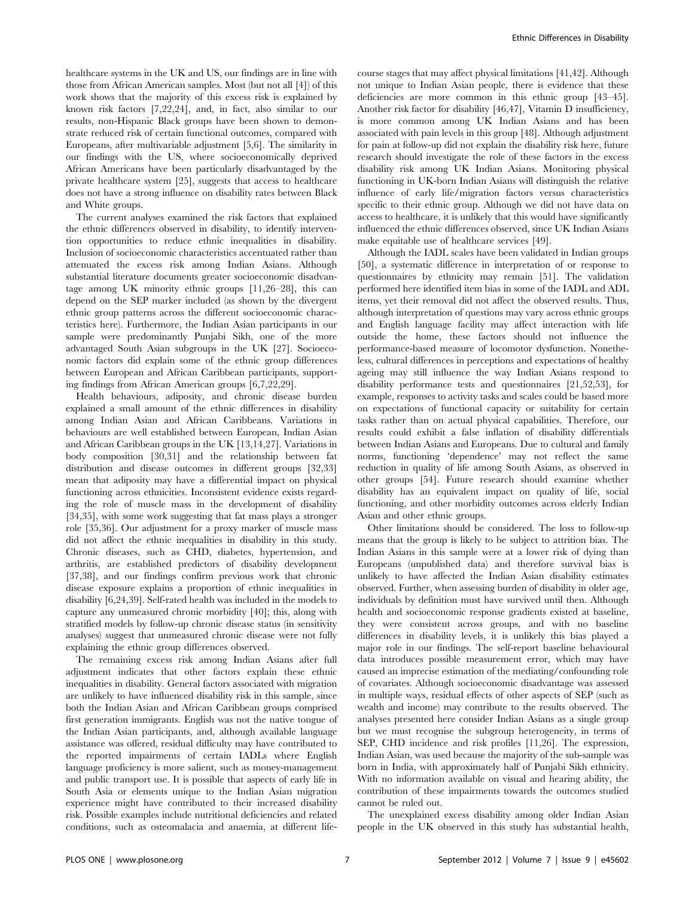healthcare systems in the UK and US, our findings are in line with those from African American samples. Most (but not all [4]) of this work shows that the majority of this excess risk is explained by known risk factors [7,22,24], and, in fact, also similar to our results, non-Hispanic Black groups have been shown to demonstrate reduced risk of certain functional outcomes, compared with Europeans, after multivariable adjustment [5,6]. The similarity in our findings with the US, where socioeconomically deprived African Americans have been particularly disadvantaged by the private healthcare system [25], suggests that access to healthcare does not have a strong influence on disability rates between Black and White groups.

The current analyses examined the risk factors that explained the ethnic differences observed in disability, to identify intervention opportunities to reduce ethnic inequalities in disability. Inclusion of socioeconomic characteristics accentuated rather than attenuated the excess risk among Indian Asians. Although substantial literature documents greater socioeconomic disadvantage among UK minority ethnic groups [11,26–28], this can depend on the SEP marker included (as shown by the divergent ethnic group patterns across the different socioeconomic characteristics here). Furthermore, the Indian Asian participants in our sample were predominantly Punjabi Sikh, one of the more advantaged South Asian subgroups in the UK [27]. Socioeconomic factors did explain some of the ethnic group differences between European and African Caribbean participants, supporting findings from African American groups [6,7,22,29].

Health behaviours, adiposity, and chronic disease burden explained a small amount of the ethnic differences in disability among Indian Asian and African Caribbeans. Variations in behaviours are well established between European, Indian Asian and African Caribbean groups in the UK [13,14,27]. Variations in body composition [30,31] and the relationship between fat distribution and disease outcomes in different groups [32,33] mean that adiposity may have a differential impact on physical functioning across ethnicities. Inconsistent evidence exists regarding the role of muscle mass in the development of disability [34,35], with some work suggesting that fat mass plays a stronger role [35,36]. Our adjustment for a proxy marker of muscle mass did not affect the ethnic inequalities in disability in this study. Chronic diseases, such as CHD, diabetes, hypertension, and arthritis, are established predictors of disability development [37,38], and our findings confirm previous work that chronic disease exposure explains a proportion of ethnic inequalities in disability [6,24,39]. Self-rated health was included in the models to capture any unmeasured chronic morbidity [40]; this, along with stratified models by follow-up chronic disease status (in sensitivity analyses) suggest that unmeasured chronic disease were not fully explaining the ethnic group differences observed.

The remaining excess risk among Indian Asians after full adjustment indicates that other factors explain these ethnic inequalities in disability. General factors associated with migration are unlikely to have influenced disability risk in this sample, since both the Indian Asian and African Caribbean groups comprised first generation immigrants. English was not the native tongue of the Indian Asian participants, and, although available language assistance was offered, residual difficulty may have contributed to the reported impairments of certain IADLs where English language proficiency is more salient, such as money-management and public transport use. It is possible that aspects of early life in South Asia or elements unique to the Indian Asian migration experience might have contributed to their increased disability risk. Possible examples include nutritional deficiencies and related conditions, such as osteomalacia and anaemia, at different life-course stages that may affect physical limitations [41,42]. Although not unique to Indian Asian people, there is evidence that these deficiencies are more common in this ethnic group [43–45]. Another risk factor for disability [46,47], Vitamin D insufficiency, is more common among UK Indian Asians and has been associated with pain levels in this group [48]. Although adjustment for pain at follow-up did not explain the disability risk here, future research should investigate the role of these factors in the excess disability risk among UK Indian Asians. Monitoring physical functioning in UK-born Indian Asians will distinguish the relative influence of early life/migration factors versus characteristics specific to their ethnic group. Although we did not have data on access to healthcare, it is unlikely that this would have significantly influenced the ethnic differences observed, since UK Indian Asians make equitable use of healthcare services [49].

Although the IADL scales have been validated in Indian groups [50], a systematic difference in interpretation of or response to questionnaires by ethnicity may remain [51]. The validation performed here identified item bias in some of the IADL and ADL items, yet their removal did not affect the observed results. Thus, although interpretation of questions may vary across ethnic groups and English language facility may affect interaction with life outside the home, these factors should not influence the performance-based measure of locomotor dysfunction. Nonetheless, cultural differences in perceptions and expectations of healthy ageing may still influence the way Indian Asians respond to disability performance tests and questionnaires [21,52,53], for example, responses to activity tasks and scales could be based more on expectations of functional capacity or suitability for certain tasks rather than on actual physical capabilities. Therefore, our results could exhibit a false inflation of disability differentials between Indian Asians and Europeans. Due to cultural and family norms, functioning 'dependence' may not reflect the same reduction in quality of life among South Asians, as observed in other groups [54]. Future research should examine whether disability has an equivalent impact on quality of life, social functioning, and other morbidity outcomes across elderly Indian Asian and other ethnic groups.

Other limitations should be considered. The loss to follow-up means that the group is likely to be subject to attrition bias. The Indian Asians in this sample were at a lower risk of dying than Europeans (unpublished data) and therefore survival bias is unlikely to have affected the Indian Asian disability estimates observed. Further, when assessing burden of disability in older age, individuals by definition must have survived until then. Although health and socioeconomic response gradients existed at baseline, they were consistent across groups, and with no baseline differences in disability levels, it is unlikely this bias played a major role in our findings. The self-report baseline behavioural data introduces possible measurement error, which may have caused an imprecise estimation of the mediating/confounding role of covariates. Although socioeconomic disadvantage was assessed in multiple ways, residual effects of other aspects of SEP (such as wealth and income) may contribute to the results observed. The analyses presented here consider Indian Asians as a single group but we must recognise the subgroup heterogeneity, in terms of SEP, CHD incidence and risk profiles [11,26]. The expression, Indian Asian, was used because the majority of the sub-sample was born in India, with approximately half of Punjabi Sikh ethnicity. With no information available on visual and hearing ability, the contribution of these impairments towards the outcomes studied cannot be ruled out.

The unexplained excess disability among older Indian Asian people in the UK observed in this study has substantial health,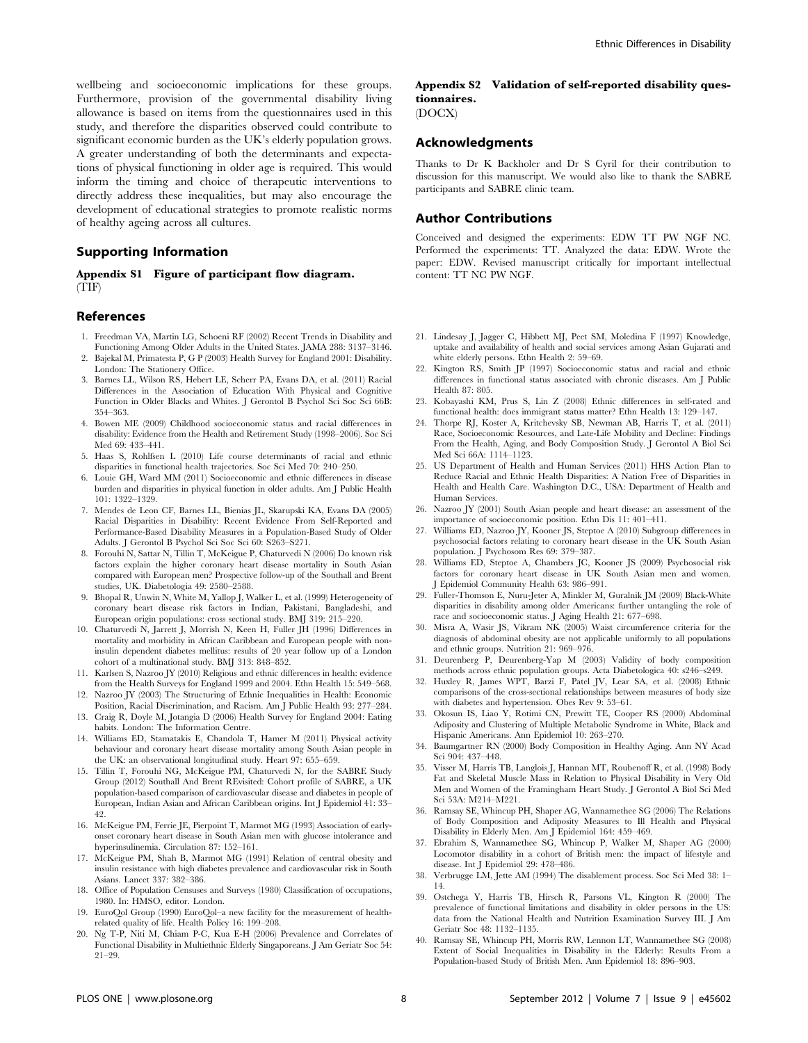wellbeing and socioeconomic implications for these groups. Furthermore, provision of the governmental disability living allowance is based on items from the questionnaires used in this study, and therefore the disparities observed could contribute to significant economic burden as the UK's elderly population grows. A greater understanding of both the determinants and expectations of physical functioning in older age is required. This would inform the timing and choice of therapeutic interventions to directly address these inequalities, but may also encourage the development of educational strategies to promote realistic norms of healthy ageing across all cultures.

## Supporting Information

**Appendix S1 Figure of participant flow diagram.**
(TIF)

**Appendix S2 Validation of self-reported disability questionnaires.**
(DOCX)

## Acknowledgments

Thanks to Dr K Backholer and Dr S Cyril for their contribution to discussion for this manuscript. We would also like to thank the SABRE participants and SABRE clinic team.

## Author Contributions

Conceived and designed the experiments: EDW TT PW NGF NC. Performed the experiments: TT. Analyzed the data: EDW. Wrote the paper: EDW. Revised manuscript critically for important intellectual content: TT NC PW NGF.

## References

1. Freedman VA, Martin LG, Schoeni RF (2002) Recent Trends in Disability and Functioning Among Older Adults in the United States. JAMA 288: 3137–3146.
2. Bajekal M, Primatesta P, G P (2003) Health Survey for England 2001: Disability. London: The Stationery Office.
3. Barnes LL, Wilson RS, Hebert LE, Scherr PA, Evans DA, et al. (2011) Racial Differences in the Association of Education With Physical and Cognitive Function in Older Blacks and Whites. J Gerontol B Psychol Sci Soc Sci 66B: 354–363.
4. Bowen ME (2009) Childhood socioeconomic status and racial differences in disability: Evidence from the Health and Retirement Study (1998–2006). Soc Sci Med 69: 433–441.
5. Haas S, Rohlfsen L (2010) Life course determinants of racial and ethnic disparities in functional health trajectories. Soc Sci Med 70: 240–250.
6. Louie GH, Ward MM (2011) Socioeconomic and ethnic differences in disease burden and disparities in physical function in older adults. Am J Public Health 101: 1322–1329.
7. Mendes de Leon CF, Barnes LL, Bienias JL, Skarupski KA, Evans DA (2005) Racial Disparities in Disability: Recent Evidence From Self-Reported and Performance-Based Disability Measures in a Population-Based Study of Older Adults. J Gerontol B Psychol Sci Soc Sci 60: S263–S271.
8. Forouhi N, Sattar N, Tillin T, McKeigue P, Chaturvedi N (2006) Do known risk factors explain the higher coronary heart disease mortality in South Asian compared with European men? Prospective follow-up of the Southall and Brent studies, UK. Diabetologia 49: 2580–2588.
9. Bhopal R, Unwin N, White M, Yallop J, Walker L, et al. (1999) Heterogeneity of coronary heart disease risk factors in Indian, Pakistani, Bangladeshi, and European origin populations: cross sectional study. BMJ 319: 215–220.
10. Chaturvedi N, Jarrett J, Morrish N, Keen H, Fuller JH (1996) Differences in mortality and morbidity in African Caribbean and European people with non-insulin dependent diabetes mellitus: results of 20 year follow up of a London cohort of a multinational study. BMJ 313: 848–852.
11. Karlsen S, Nazroo JY (2010) Religious and ethnic differences in health: evidence from the Health Surveys for England 1999 and 2004. Ethn Health 15: 549–568.
12. Nazroo JY (2003) The Structuring of Ethnic Inequalities in Health: Economic Position, Racial Discrimination, and Racism. Am J Public Health 93: 277–284.
13. Craig R, Doyle M, Jotangia D (2006) Health Survey for England 2004: Eating habits. London: The Information Centre.
14. Williams ED, Stamatakis E, Chandola T, Hamer M (2011) Physical activity behaviour and coronary heart disease mortality among South Asian people in the UK: an observational longitudinal study. Heart 97: 655–659.
15. Tillin T, Forouhi NG, McKeigue PM, Chaturvedi N, for the SABRE Study Group (2012) Southall And Brent REvisited: Cohort profile of SABRE, a UK population-based comparison of cardiovascular disease and diabetes in people of European, Indian Asian and African Caribbean origins. Int J Epidemiol 41: 33–42.
16. McKeigue PM, Ferrie JE, Pierpoint T, Marmot MG (1993) Association of early-onset coronary heart disease in South Asian men with glucose intolerance and hyperinsulinemia. Circulation 87: 152–161.
17. McKeigue PM, Shah B, Marmot MG (1991) Relation of central obesity and insulin resistance with high diabetes prevalence and cardiovascular risk in South Asians. Lancet 337: 382–386.
18. Office of Population Censuses and Surveys (1980) Classification of occupations, 1980. In: HMSO, editor. London.
19. EuroQol Group (1990) EuroQol–a new facility for the measurement of health-related quality of life. Health Policy 16: 199–208.
20. Ng T-P, Niti M, Chiam P-C, Kua E-H (2006) Prevalence and Correlates of Functional Disability in Multiethnic Elderly Singaporeans. J Am Geriatr Soc 54: 21–29.
21. Lindesay J, Jagger C, Hibbett MJ, Peet SM, Moledina F (1997) Knowledge, uptake and availability of health and social services among Asian Gujarati and white elderly persons. Ethn Health 2: 59–69.
22. Kington RS, Smith JP (1997) Socioeconomic status and racial and ethnic differences in functional status associated with chronic diseases. Am J Public Health 87: 805.
23. Kobayashi KM, Prus S, Lin Z (2008) Ethnic differences in self-rated and functional health: does immigrant status matter? Ethn Health 13: 129–147.
24. Thorpe RJ, Koster A, Kritchevsky SB, Newman AB, Harris T, et al. (2011) Race, Socioeconomic Resources, and Late-Life Mobility and Decline: Findings From the Health, Aging, and Body Composition Study. J Gerontol A Biol Sci Med Sci 66A: 1114–1123.
25. US Department of Health and Human Services (2011) HHS Action Plan to Reduce Racial and Ethnic Health Disparities: A Nation Free of Disparities in Health and Health Care. Washington D.C., USA: Department of Health and Human Services.
26. Nazroo JY (2001) South Asian people and heart disease: an assessment of the importance of socioeconomic position. Ethn Dis 11: 401–411.
27. Williams ED, Nazroo JY, Kooner JS, Steptoe A (2010) Subgroup differences in psychosocial factors relating to coronary heart disease in the UK South Asian population. J Psychosom Res 69: 379–387.
28. Williams ED, Steptoe A, Chambers JC, Kooner JS (2009) Psychosocial risk factors for coronary heart disease in UK South Asian men and women. J Epidemiol Community Health 63: 986–991.
29. Fuller-Thomson E, Nuru-Jeter A, Minkler M, Guralnik JM (2009) Black-White disparities in disability among older Americans: further untangling the role of race and socioeconomic status. J Aging Health 21: 677–698.
30. Misra A, Wasir JS, Vikram NK (2005) Waist circumference criteria for the diagnosis of abdominal obesity are not applicable uniformly to all populations and ethnic groups. Nutrition 21: 969–976.
31. Deurenberg P, Deurenberg-Yap M (2003) Validity of body composition methods across ethnic population groups. Acta Diabetologica 40: s246–s249.
32. Huxley R, James WPT, Barzi F, Patel JV, Lear SA, et al. (2008) Ethnic comparisons of the cross-sectional relationships between measures of body size with diabetes and hypertension. Obes Rev 9: 53–61.
33. Okosun IS, Liao Y, Rotimi CN, Prewitt TE, Cooper RS (2000) Abdominal Adiposity and Clustering of Multiple Metabolic Syndrome in White, Black and Hispanic Americans. Ann Epidemiol 10: 263–270.
34. Baumgartner RN (2000) Body Composition in Healthy Aging. Ann NY Acad Sci 904: 437–448.
35. Visser M, Harris TB, Langlois J, Hannan MT, Roubenoff R, et al. (1998) Body Fat and Skeletal Muscle Mass in Relation to Physical Disability in Very Old Men and Women of the Framingham Heart Study. J Gerontol A Biol Sci Med Sci 53A: M214–M221.
36. Ramsay SE, Whincup PH, Shaper AG, Wannamethee SG (2006) The Relations of Body Composition and Adiposity Measures to Ill Health and Physical Disability in Elderly Men. Am J Epidemiol 164: 459–469.
37. Ebrahim S, Wannamethee SG, Whincup P, Walker M, Shaper AG (2000) Locomotor disability in a cohort of British men: the impact of lifestyle and disease. Int J Epidemiol 29: 478–486.
38. Verbrugge LM, Jette AM (1994) The disablement process. Soc Sci Med 38: 1–14.
39. Ostchega Y, Harris TB, Hirsch R, Parsons VL, Kington R (2000) The prevalence of functional limitations and disability in older persons in the US: data from the National Health and Nutrition Examination Survey III. J Am Geriatr Soc 48: 1132–1135.
40. Ramsay SE, Whincup PH, Morris RW, Lennon LT, Wannamethee SG (2008) Extent of Social Inequalities in Disability in the Elderly: Results From a Population-based Study of British Men. Ann Epidemiol 18: 896–903.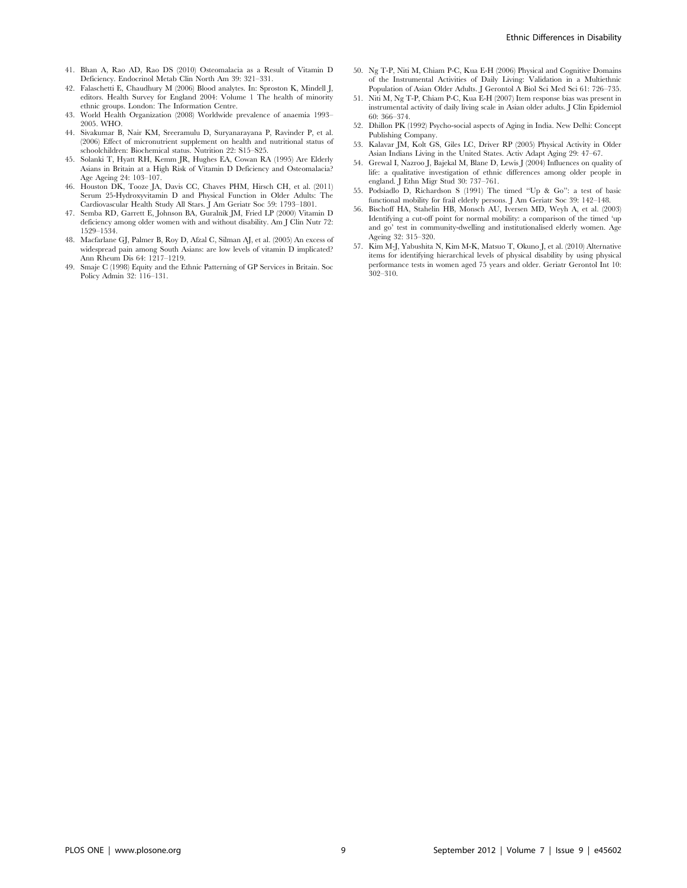41. Bhan A, Rao AD, Rao DS (2010) Osteomalacia as a Result of Vitamin D Deficiency. Endocrinol Metab Clin North Am 39: 321–331.
42. Falaschetti E, Chaudhury M (2006) Blood analytes. In: Sproston K, Mindell J, editors. Health Survey for England 2004: Volume 1 The health of minority ethnic groups. London: The Information Centre.
43. World Health Organization (2008) Worldwide prevalence of anaemia 1993–2005. WHO.
44. Sivakumar B, Nair KM, Sreeramulu D, Suryanarayana P, Ravinder P, et al. (2006) Effect of micronutrient supplement on health and nutritional status of schoolchildren: Biochemical status. Nutrition 22: S15–S25.
45. Solanki T, Hyatt RH, Kemm JR, Hughes EA, Cowan RA (1995) Are Elderly Asians in Britain at a High Risk of Vitamin D Deficiency and Osteomalacia? Age Ageing 24: 103–107.
46. Houston DK, Tooze JA, Davis CC, Chaves PHM, Hirsch CH, et al. (2011) Serum 25-Hydroxyvitamin D and Physical Function in Older Adults: The Cardiovascular Health Study All Stars. J Am Geriatr Soc 59: 1793–1801.
47. Semba RD, Garrett E, Johnson BA, Guralnik JM, Fried LP (2000) Vitamin D deficiency among older women with and without disability. Am J Clin Nutr 72: 1529–1534.
48. Macfarlane GJ, Palmer B, Roy D, Afzal C, Silman AJ, et al. (2005) An excess of widespread pain among South Asians: are low levels of vitamin D implicated? Ann Rheum Dis 64: 1217–1219.
49. Smaje C (1998) Equity and the Ethnic Patterning of GP Services in Britain. Soc Policy Admin 32: 116–131.
50. Ng T-P, Niti M, Chiam P-C, Kua E-H (2006) Physical and Cognitive Domains of the Instrumental Activities of Daily Living: Validation in a Multiethnic Population of Asian Older Adults. J Gerontol A Biol Sci Med Sci 61: 726–735.
51. Niti M, Ng T-P, Chiam P-C, Kua E-H (2007) Item response bias was present in instrumental activity of daily living scale in Asian older adults. J Clin Epidemiol 60: 366–374.
52. Dhillon PK (1992) Psycho-social aspects of Aging in India. New Delhi: Concept Publishing Company.
53. Kalavar JM, Kolt GS, Giles LC, Driver RP (2005) Physical Activity in Older Asian Indians Living in the United States. Activ Adapt Aging 29: 47–67.
54. Grewal I, Nazroo J, Bajekal M, Blane D, Lewis J (2004) Influences on quality of life: a qualitative investigation of ethnic differences among older people in england. J Ethn Migr Stud 30: 737–761.
55. Podsiadlo D, Richardson S (1991) The timed "Up & Go": a test of basic functional mobility for frail elderly persons. J Am Geriatr Soc 39: 142–148.
56. Bischoff HA, Stahelin HB, Monsch AU, Iversen MD, Weyh A, et al. (2003) Identifying a cut-off point for normal mobility: a comparison of the timed 'up and go' test in community-dwelling and institutionalised elderly women. Age Ageing 32: 315–320.
57. Kim M-J, Yabushita N, Kim M-K, Matsuo T, Okuno J, et al. (2010) Alternative items for identifying hierarchical levels of physical disability by using physical performance tests in women aged 75 years and older. Geriatr Gerontol Int 10: 302–310.